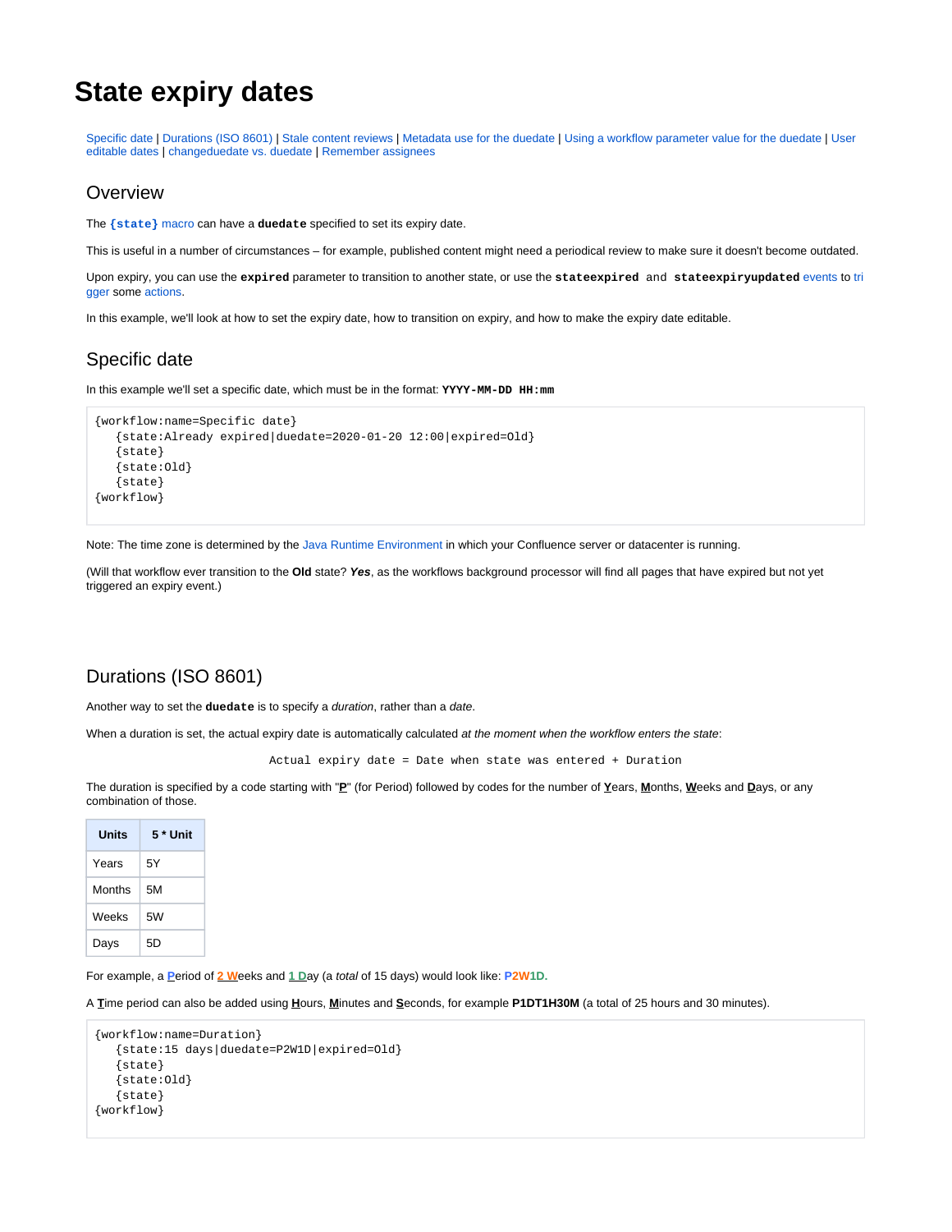# State expiry dates

Specific date | Durations (ISO 8601) | Stale content reviews | Metadata use for the duedate | Using a workflow parameter value for the duedate | User editable dates | changeduedate vs. duedate | Remember assignees

## Overview

The **{state}** macro can have a **duedate** specified to set its expiry date.

This is useful in a number of circumstances – for example, published content might need a periodical review to make sure it doesn't become outdated.

Upon expiry, you can use the **expired** parameter to transition to another state, or use the **stateexpired** and **stateexpiryupdated** events to trigger some actions.

In this example, we'll look at how to set the expiry date, how to transition on expiry, and how to make the expiry date editable.

## Specific date

In this example we'll set a specific date, which must be in the format: **YYYY-MM-DD HH:mm**

```
{workflow:name=Specific date}
   {state:Already expired|duedate=2020-01-20 12:00|expired=Old}
   {state}
   {state:Old}
   {state}
{workflow}
```

Note: The time zone is determined by the Java Runtime Environment in which your Confluence server or datacenter is running.

(Will that workflow ever transition to the **Old** state? ***Yes***, as the workflows background processor will find all pages that have expired but not yet triggered an expiry event.)

## Durations (ISO 8601)

Another way to set the **duedate** is to specify a *duration*, rather than a *date*.

When a duration is set, the actual expiry date is automatically calculated *at the moment when the workflow enters the state*:

```
Actual expiry date = Date when state was entered + Duration
```

The duration is specified by a code starting with "**P**" (for Period) followed by codes for the number of **Y**ears, **M**onths, **W**eeks and **D**ays, or any combination of those.

| Units | 5 * Unit |
|---|---|
| Years | 5Y |
| Months | 5M |
| Weeks | 5W |
| Days | 5D |

For example, a **P**eriod of **2 W**eeks and **1 D**ay (a *total* of 15 days) would look like: **P2W1D.**

A **T**ime period can also be added using **H**ours, **M**inutes and **S**econds, for example **P1DT1H30M** (a total of 25 hours and 30 minutes).

```
{workflow:name=Duration}
   {state:15 days|duedate=P2W1D|expired=Old}
   {state}
   {state:Old}
   {state}
{workflow}
```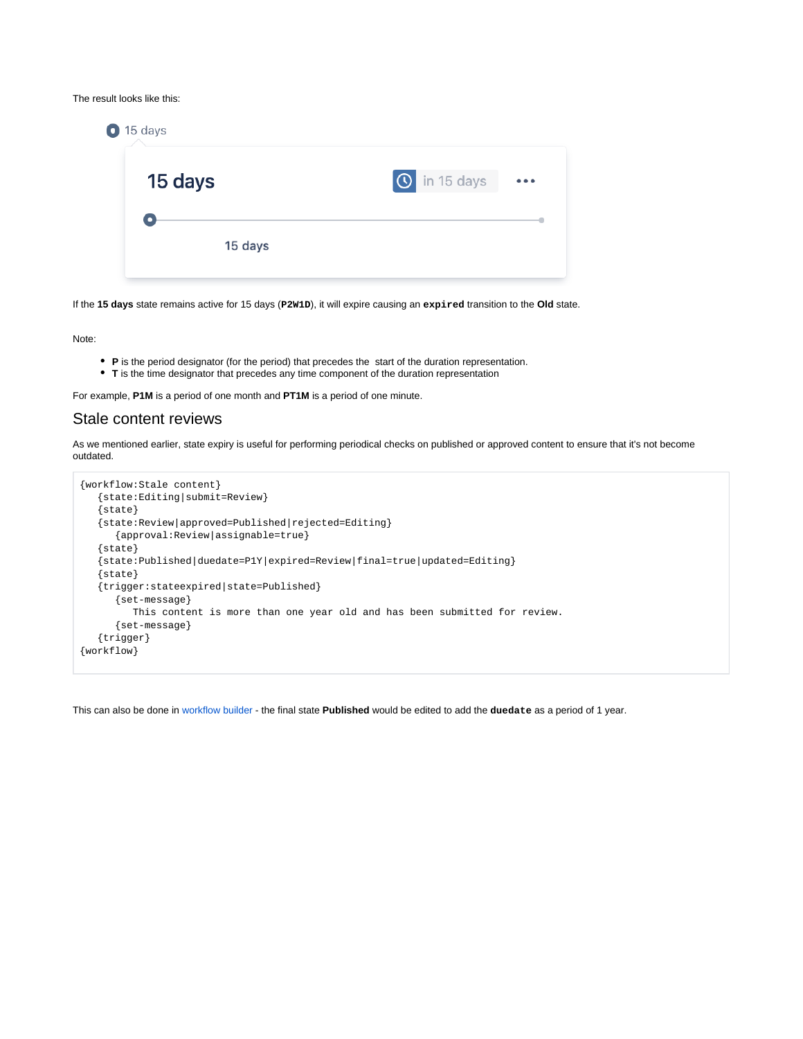The result looks like this:

15 days

15 days

in 15 days

15 days

If the **15 days** state remains active for 15 days (**`P2W1D`**), it will expire causing an **`expired`** transition to the **Old** state.

Note:

- **P** is the period designator (for the period) that precedes the start of the duration representation.
- **T** is the time designator that precedes any time component of the duration representation

For example, **P1M** is a period of one month and **PT1M** is a period of one minute.

## Stale content reviews

As we mentioned earlier, state expiry is useful for performing periodical checks on published or approved content to ensure that it's not become outdated.

```
{workflow:Stale content}
   {state:Editing|submit=Review}
   {state}
   {state:Review|approved=Published|rejected=Editing}
      {approval:Review|assignable=true}
   {state}
   {state:Published|duedate=P1Y|expired=Review|final=true|updated=Editing}
   {state}
   {trigger:stateexpired|state=Published}
      {set-message}
         This content is more than one year old and has been submitted for review.
      {set-message}
   {trigger}
{workflow}
```

This can also be done in workflow builder - the final state **Published** would be edited to add the **`duedate`** as a period of 1 year.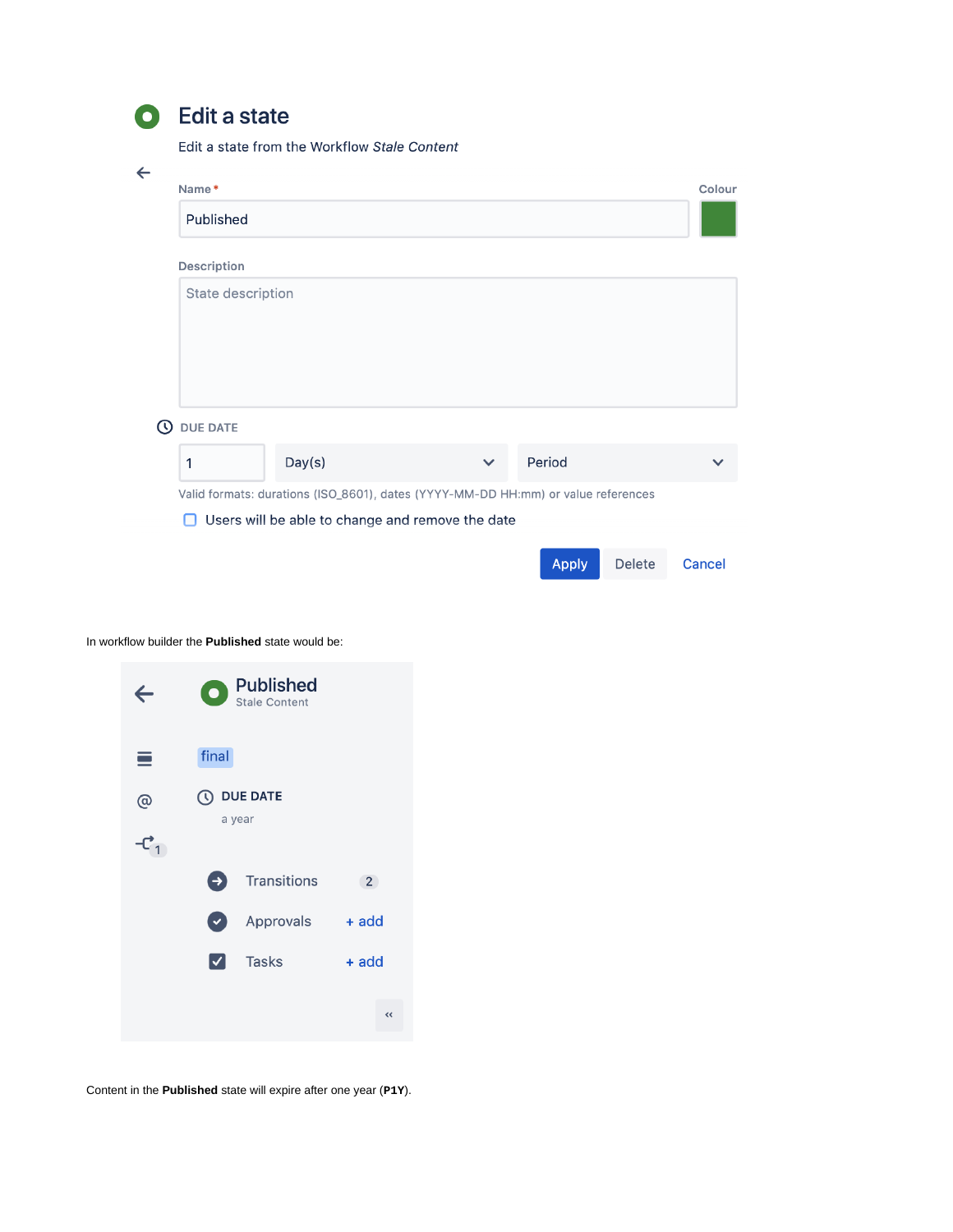# Edit a state

Edit a state from the Workflow *Stale Content*

Name *

Published

Colour

Description

State description

DUE DATE

1 | Day(s) | Period

Valid formats: durations (ISO_8601), dates (YYYY-MM-DD HH:mm) or value references

☐ Users will be able to change and remove the date

Apply | Delete | Cancel

In workflow builder the **Published** state would be:

Published
Stale Content

final

DUE DATE
a year

Transitions 2

Approvals + add

Tasks + add

Content in the **Published** state will expire after one year (**P1Y**).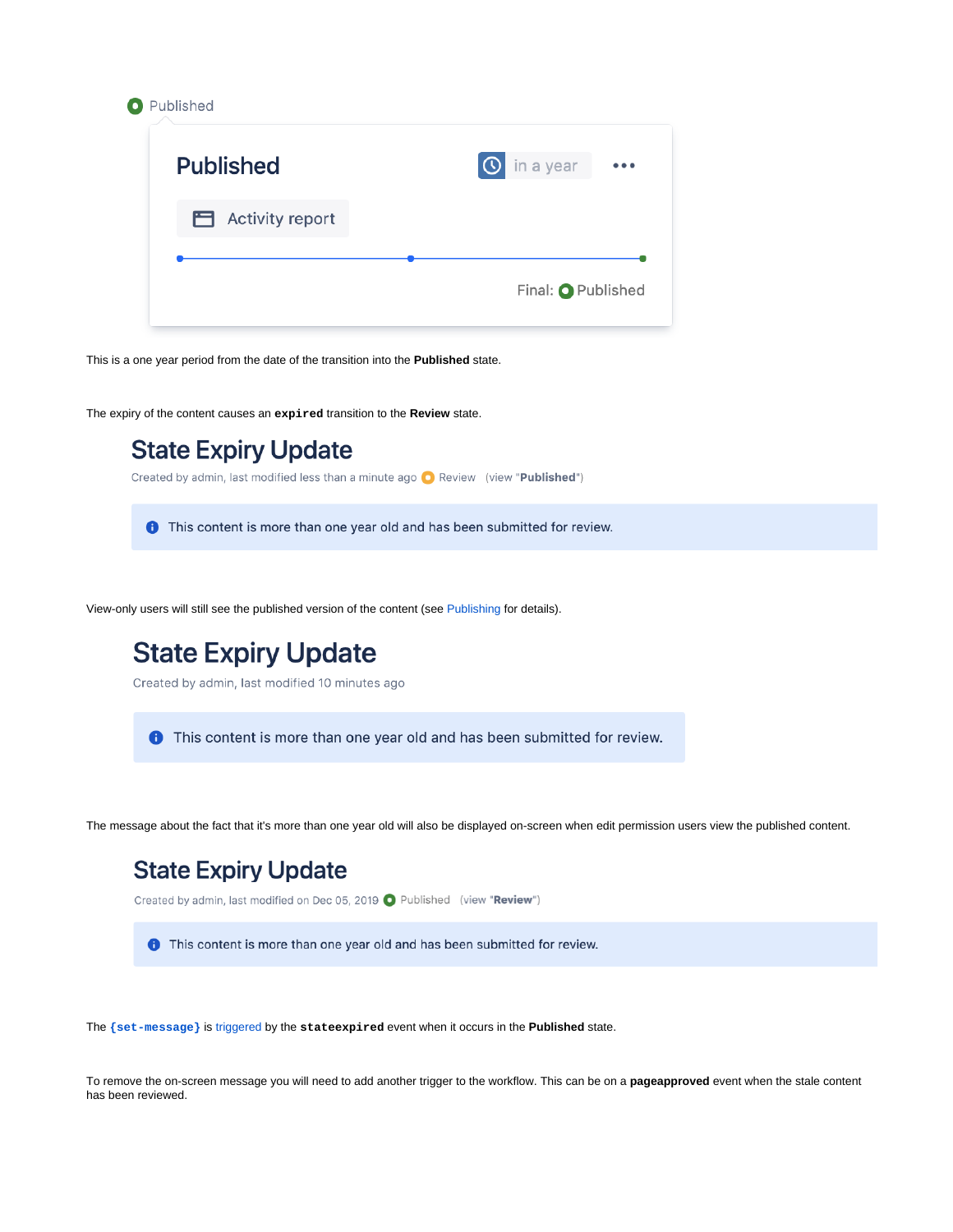Published

**Published**

in a year

Activity report

Final: Published

This is a one year period from the date of the transition into the **Published** state.

The expiry of the content causes an `expired` transition to the **Review** state.

**State Expiry Update**

Created by admin, last modified less than a minute ago Review (view "**Published**")

This content is more than one year old and has been submitted for review.

View-only users will still see the published version of the content (see Publishing for details).

**State Expiry Update**

Created by admin, last modified 10 minutes ago

This content is more than one year old and has been submitted for review.

The message about the fact that it's more than one year old will also be displayed on-screen when edit permission users view the published content.

**State Expiry Update**

Created by admin, last modified on Dec 05, 2019 Published (view "**Review**")

This content is more than one year old and has been submitted for review.

The `{set-message}` is triggered by the `stateexpired` event when it occurs in the **Published** state.

To remove the on-screen message you will need to add another trigger to the workflow. This can be on a **pageapproved** event when the stale content has been reviewed.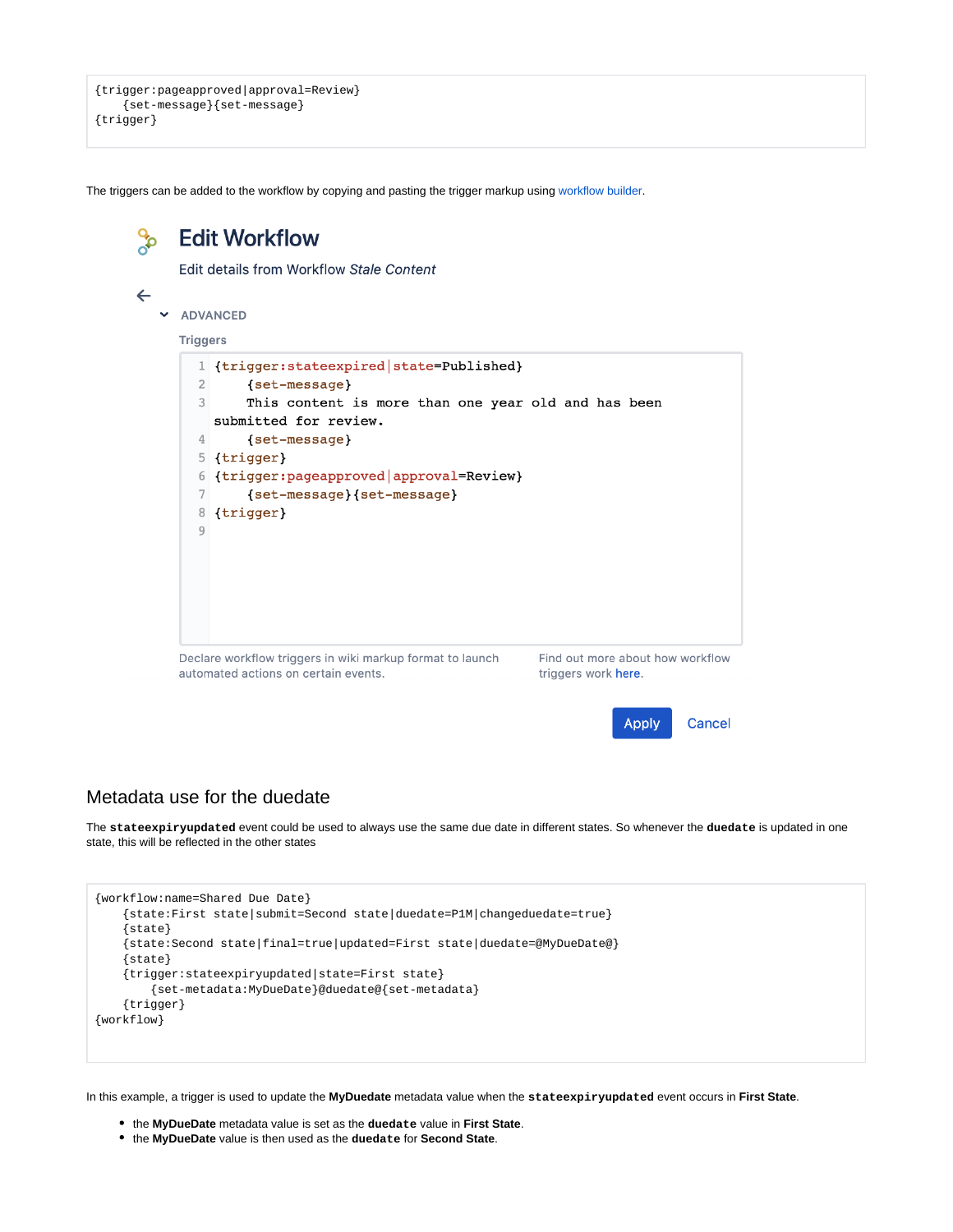```
{trigger:pageapproved|approval=Review}
    {set-message}{set-message}
{trigger}
```

The triggers can be added to the workflow by copying and pasting the trigger markup using workflow builder.

# Edit Workflow

Edit details from Workflow *Stale Content*

ADVANCED

Triggers

```
{trigger:stateexpired|state=Published}
    {set-message}
    This content is more than one year old and has been submitted for review.
    {set-message}
{trigger}
{trigger:pageapproved|approval=Review}
    {set-message}{set-message}
{trigger}
```

Declare workflow triggers in wiki markup format to launch automated actions on certain events.

Find out more about how workflow triggers work here.

Apply Cancel

## Metadata use for the duedate

The **stateexpiryupdated** event could be used to always use the same due date in different states. So whenever the **duedate** is updated in one state, this will be reflected in the other states

```
{workflow:name=Shared Due Date}
    {state:First state|submit=Second state|duedate=P1M|changeduedate=true}
    {state}
    {state:Second state|final=true|updated=First state|duedate=@MyDueDate@}
    {state}
    {trigger:stateexpiryupdated|state=First state}
        {set-metadata:MyDueDate}@duedate@{set-metadata}
    {trigger}
{workflow}
```

In this example, a trigger is used to update the **MyDuedate** metadata value when the **stateexpiryupdated** event occurs in **First State**.

- the **MyDueDate** metadata value is set as the **duedate** value in **First State**.
- the **MyDueDate** value is then used as the **duedate** for **Second State**.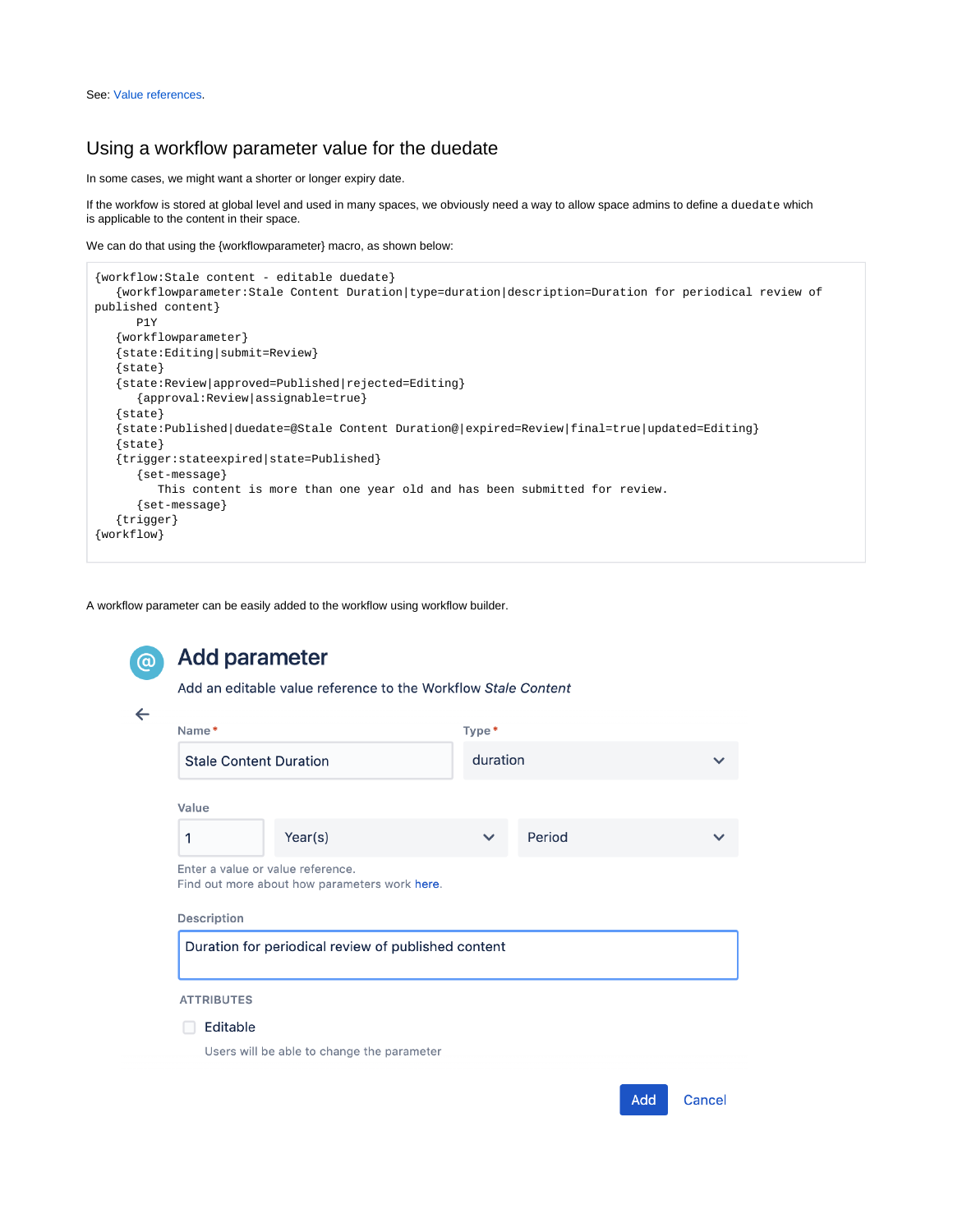See: Value references.

## Using a workflow parameter value for the duedate

In some cases, we might want a shorter or longer expiry date.

If the workflow is stored at global level and used in many spaces, we obviously need a way to allow space admins to define a `duedate` which is applicable to the content in their space.

We can do that using the {workflowparameter} macro, as shown below:

```
{workflow:Stale content - editable duedate}
   {workflowparameter:Stale Content Duration|type=duration|description=Duration for periodical review of published content}
      P1Y
   {workflowparameter}
   {state:Editing|submit=Review}
   {state}
   {state:Review|approved=Published|rejected=Editing}
      {approval:Review|assignable=true}
   {state}
   {state:Published|duedate=@Stale Content Duration@|expired=Review|final=true|updated=Editing}
   {state}
   {trigger:stateexpired|state=Published}
      {set-message}
         This content is more than one year old and has been submitted for review.
      {set-message}
   {trigger}
{workflow}
```

A workflow parameter can be easily added to the workflow using workflow builder.

# Add parameter

Add an editable value reference to the Workflow *Stale Content*

Name * 
Stale Content Duration

Type * 
duration

Value
1 | Year(s) | Period

Enter a value or value reference.
Find out more about how parameters work here.

Description
Duration for periodical review of published content

ATTRIBUTES

- [ ] Editable

Users will be able to change the parameter

Add Cancel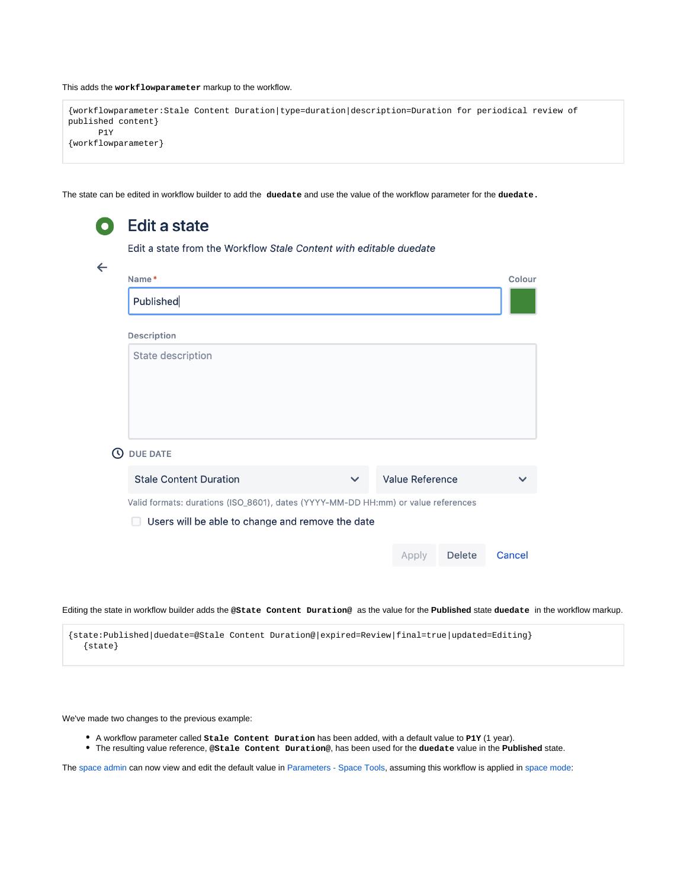This adds the **`workflowparameter`** markup to the workflow.

```
{workflowparameter:Stale Content Duration|type=duration|description=Duration for periodical review of published content}
      P1Y
{workflowparameter}
```

The state can be edited in workflow builder to add the **`duedate`** and use the value of the workflow parameter for the **`duedate`.**

Edit a state

Edit a state from the Workflow *Stale Content with editable duedate*

Name *

Published

Colour

Description

State description

DUE DATE

Stale Content Duration

Value Reference

Valid formats: durations (ISO_8601), dates (YYYY-MM-DD HH:mm) or value references

Users will be able to change and remove the date

Apply Delete Cancel

Editing the state in workflow builder adds the **`@State Content Duration@`** as the value for the **Published** state **`duedate`** in the workflow markup.

```
{state:Published|duedate=@Stale Content Duration@|expired=Review|final=true|updated=Editing}
   {state}
```

We've made two changes to the previous example:

- A workflow parameter called **`Stale Content Duration`** has been added, with a default value to **`P1Y`** (1 year).
- The resulting value reference, **`@Stale Content Duration@`**, has been used for the **`duedate`** value in the **Published** state.

The space admin can now view and edit the default value in Parameters - Space Tools, assuming this workflow is applied in space mode: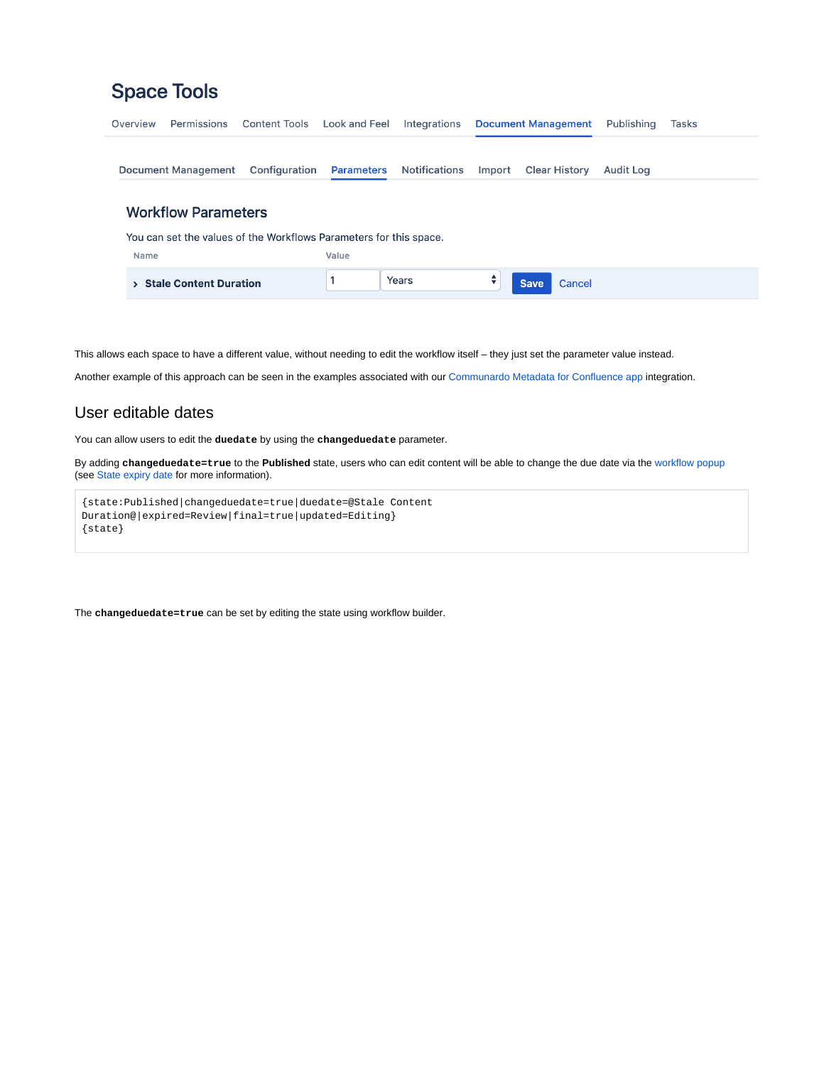# Space Tools

Overview | Permissions | Content Tools | Look and Feel | Integrations | Document Management | Publishing | Tasks

Document Management | Configuration | Parameters | Notifications | Import | Clear History | Audit Log

## Workflow Parameters

You can set the values of the Workflows Parameters for this space.

| Name | Value |
| --- | --- |
| › **Stale Content Duration** | 1 Years Save Cancel |

This allows each space to have a different value, without needing to edit the workflow itself – they just set the parameter value instead.

Another example of this approach can be seen in the examples associated with our Communardo Metadata for Confluence app integration.

## User editable dates

You can allow users to edit the **`duedate`** by using the **`changeduedate`** parameter.

By adding **`changeduedate=true`** to the **Published** state, users who can edit content will be able to change the due date via the workflow popup (see State expiry date for more information).

```
{state:Published|changeduedate=true|duedate=@Stale Content
Duration@|expired=Review|final=true|updated=Editing}
{state}
```

The **`changeduedate=true`** can be set by editing the state using workflow builder.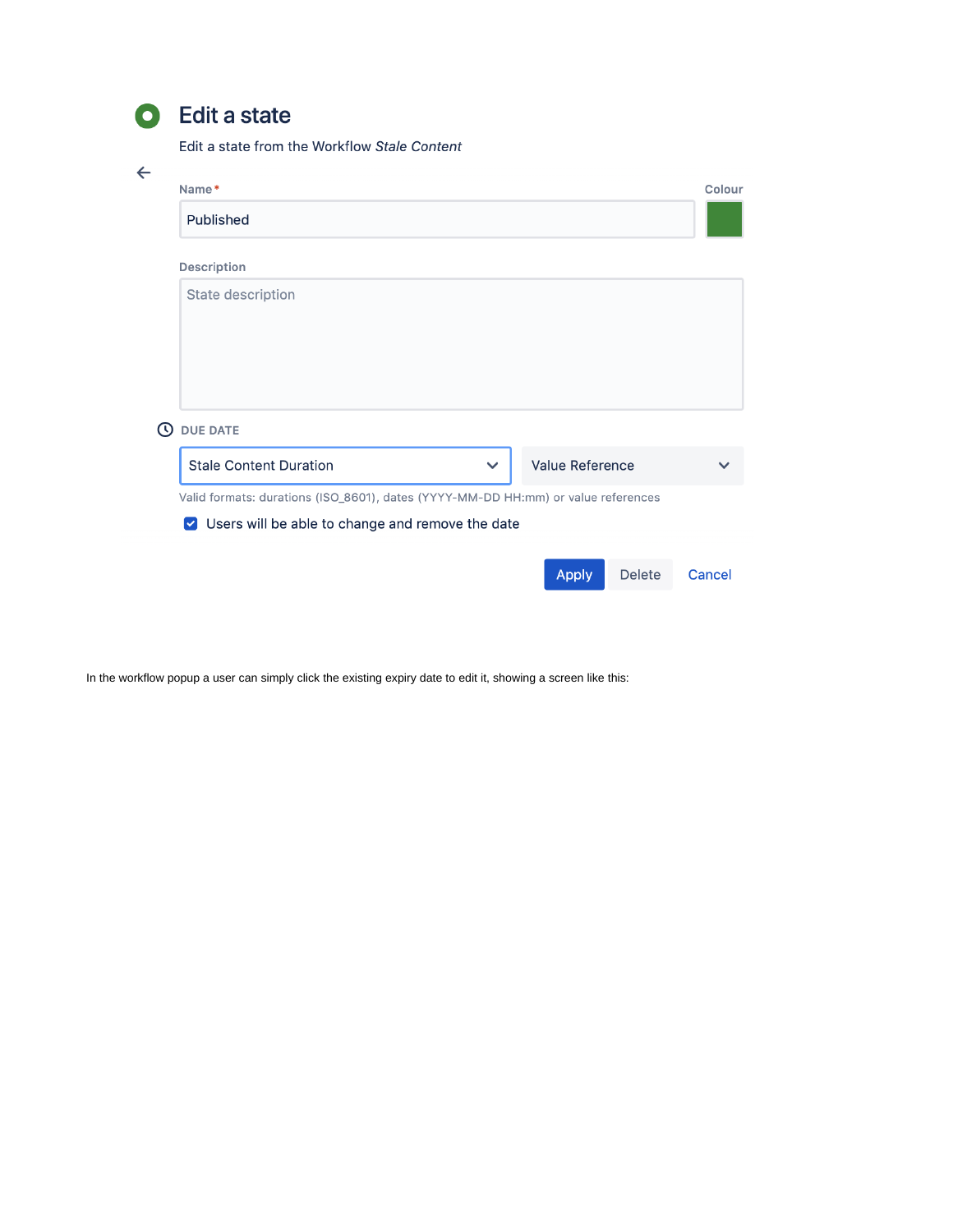# Edit a state

Edit a state from the Workflow *Stale Content*

Name *

Published

Colour

Description

State description

DUE DATE

Stale Content Duration

Value Reference

Valid formats: durations (ISO_8601), dates (YYYY-MM-DD HH:mm) or value references

- [x] Users will be able to change and remove the date

Apply | Delete | Cancel

In the workflow popup a user can simply click the existing expiry date to edit it, showing a screen like this: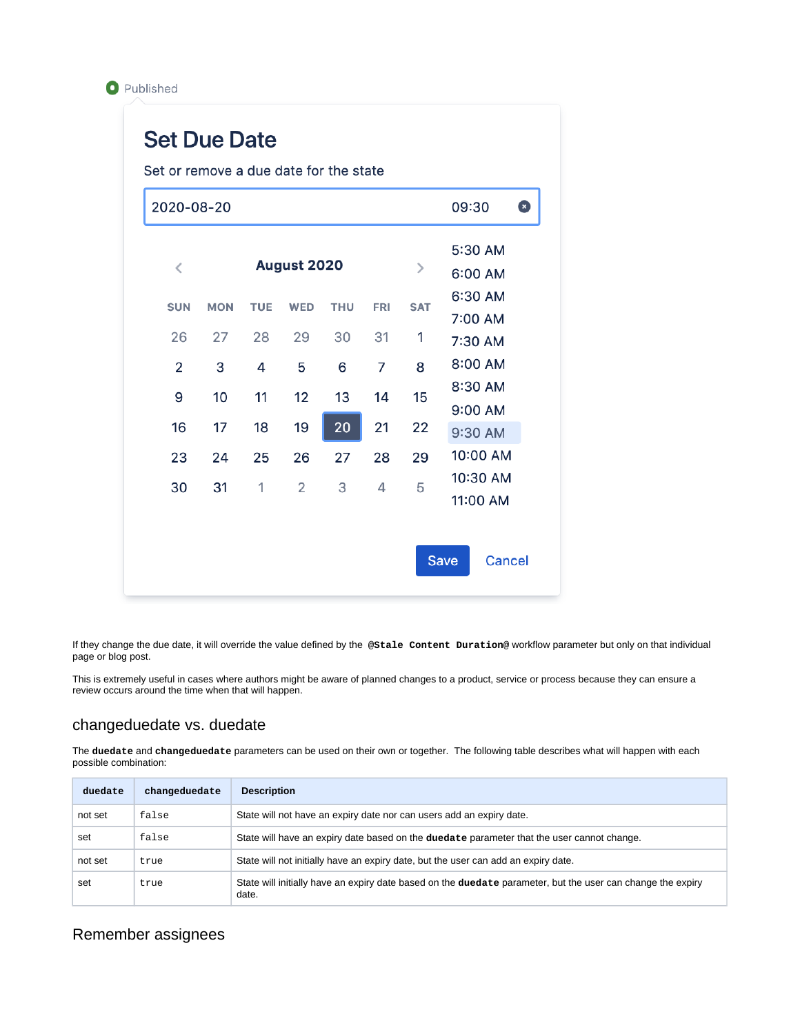Published

## Set Due Date

Set or remove a due date for the state

2020-08-20 09:30

August 2020

| SUN | MON | TUE | WED | THU | FRI | SAT |
|---|---|---|---|---|---|---|
| 26 | 27 | 28 | 29 | 30 | 31 | 1 |
| 2 | 3 | 4 | 5 | 6 | 7 | 8 |
| 9 | 10 | 11 | 12 | 13 | 14 | 15 |
| 16 | 17 | 18 | 19 | 20 | 21 | 22 |
| 23 | 24 | 25 | 26 | 27 | 28 | 29 |
| 30 | 31 | 1 | 2 | 3 | 4 | 5 |

5:30 AM
6:00 AM
6:30 AM
7:00 AM
7:30 AM
8:00 AM
8:30 AM
9:00 AM
9:30 AM
10:00 AM
10:30 AM
11:00 AM

Save Cancel

If they change the due date, it will override the value defined by the `@Stale Content Duration@` workflow parameter but only on that individual page or blog post.

This is extremely useful in cases where authors might be aware of planned changes to a product, service or process because they can ensure a review occurs around the time when that will happen.

## changeduedate vs. duedate

The **`duedate`** and **`changeduedate`** parameters can be used on their own or together. The following table describes what will happen with each possible combination:

| duedate | changeduedate | Description |
|---|---|---|
| not set | `false` | State will not have an expiry date nor can users add an expiry date. |
| set | `false` | State will have an expiry date based on the **`duedate`** parameter that the user cannot change. |
| not set | `true` | State will not initially have an expiry date, but the user can add an expiry date. |
| set | `true` | State will initially have an expiry date based on the **`duedate`** parameter, but the user can change the expiry date. |

## Remember assignees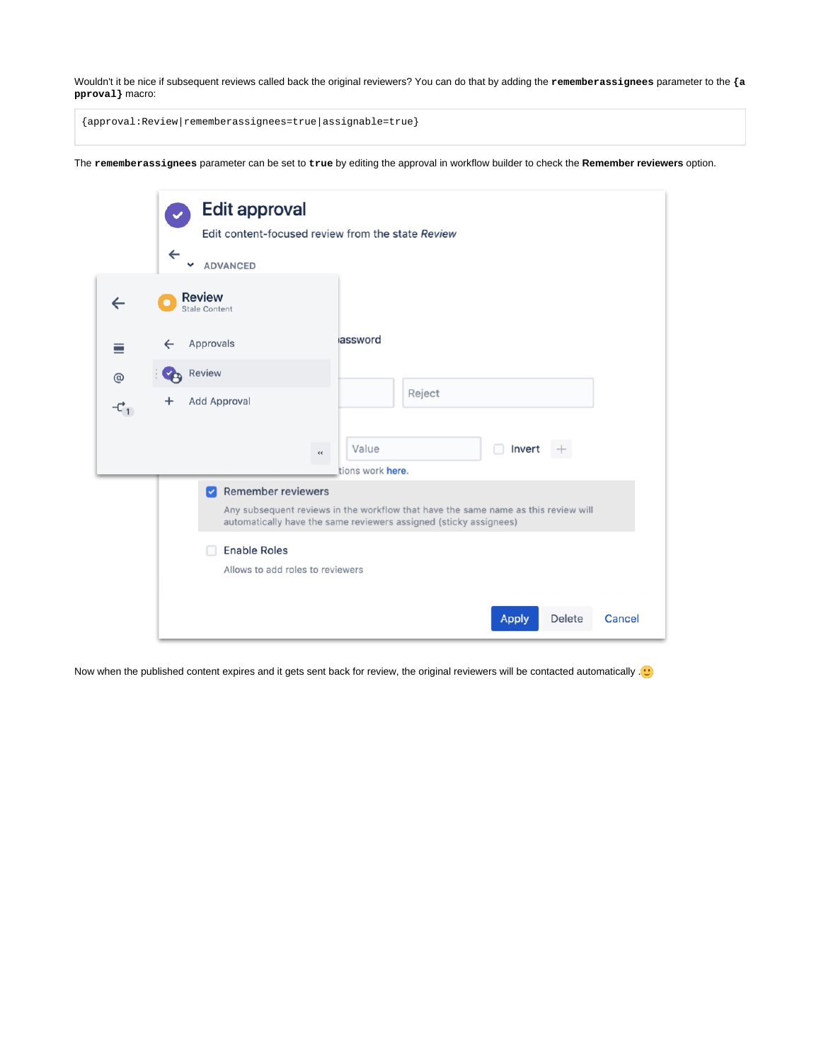Wouldn't it be nice if subsequent reviews called back the original reviewers? You can do that by adding the **rememberassignees** parameter to the **{approval}** macro:

```
{approval:Review|rememberassignees=true|assignable=true}
```

The **rememberassignees** parameter can be set to **true** by editing the approval in workflow builder to check the **Remember reviewers** option.

Now when the published content expires and it gets sent back for review, the original reviewers will be contacted automatically 🙂